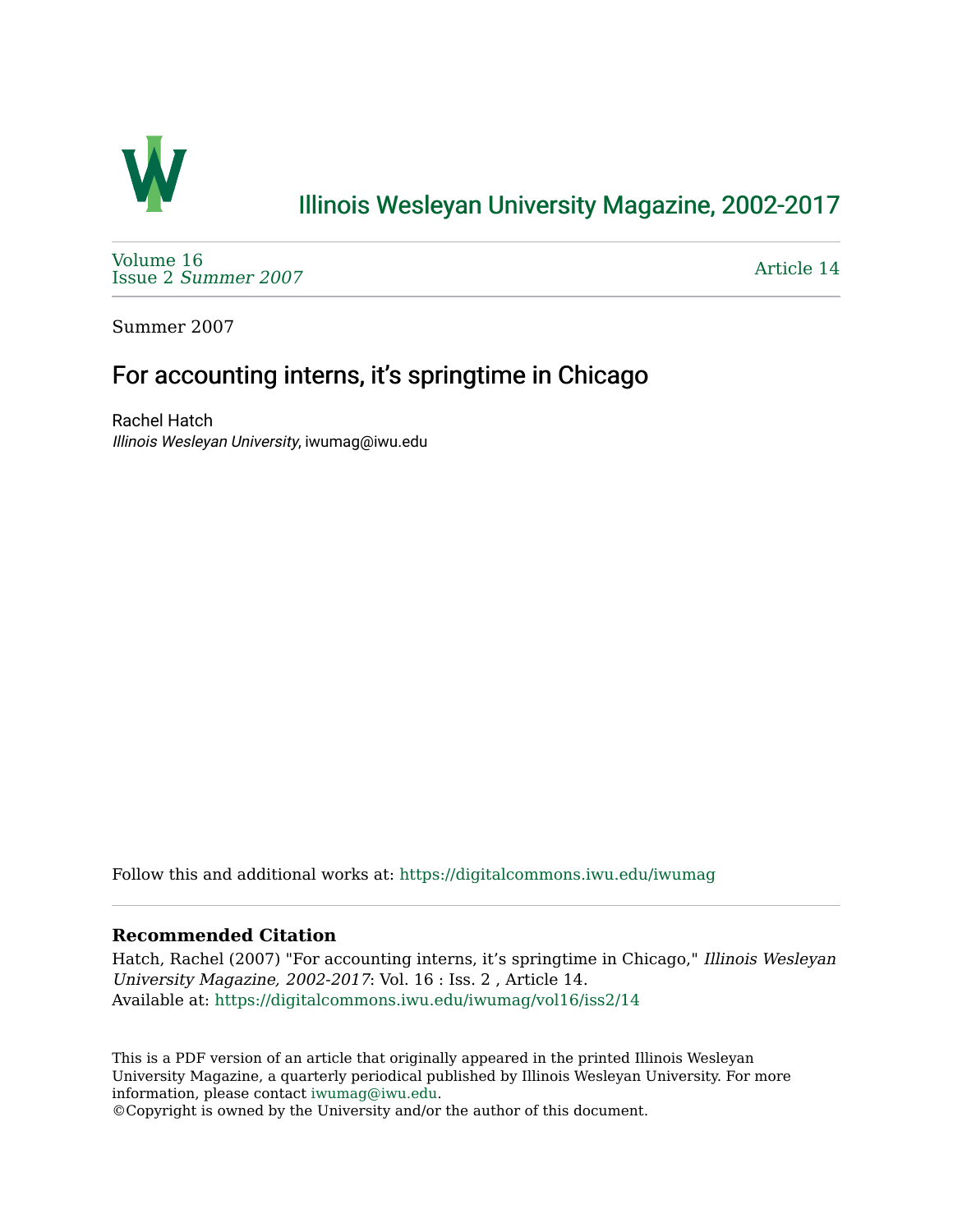# Illinois Wesleyan University Magazine, 2002-2017

Volume 16
Issue 2 *Summer 2007*

Article 14

Summer 2007

## For accounting interns, it's springtime in Chicago

Rachel Hatch
*Illinois Wesleyan University*, iwumag@iwu.edu

Follow this and additional works at: https://digitalcommons.iwu.edu/iwumag

### Recommended Citation

Hatch, Rachel (2007) "For accounting interns, it's springtime in Chicago," *Illinois Wesleyan University Magazine, 2002-2017*: Vol. 16 : Iss. 2 , Article 14.
Available at: https://digitalcommons.iwu.edu/iwumag/vol16/iss2/14

This is a PDF version of an article that originally appeared in the printed Illinois Wesleyan University Magazine, a quarterly periodical published by Illinois Wesleyan University. For more information, please contact iwumag@iwu.edu.
©Copyright is owned by the University and/or the author of this document.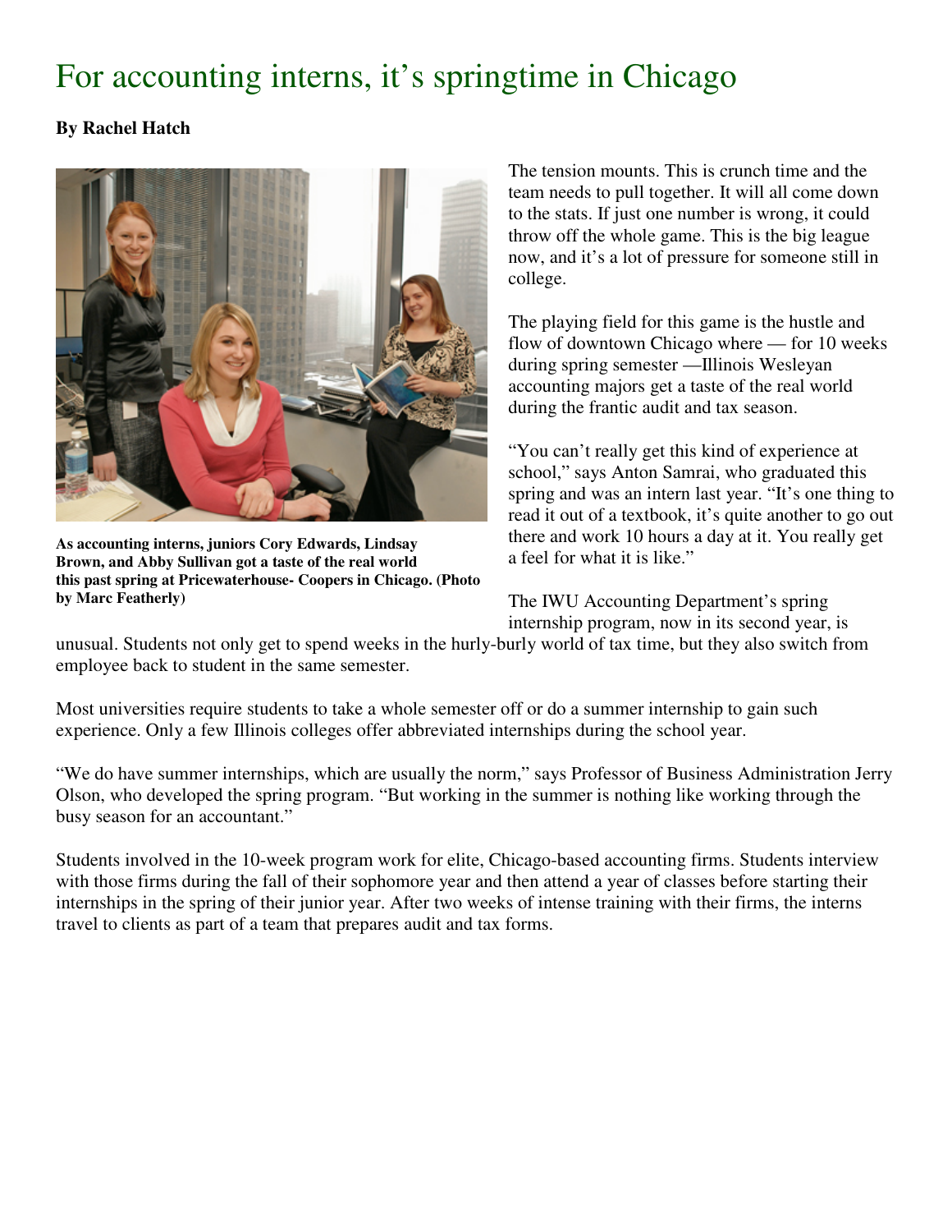# For accounting interns, it's springtime in Chicago

**By Rachel Hatch**

**As accounting interns, juniors Cory Edwards, Lindsay Brown, and Abby Sullivan got a taste of the real world this past spring at Pricewaterhouse- Coopers in Chicago. (Photo by Marc Featherly)**

The tension mounts. This is crunch time and the team needs to pull together. It will all come down to the stats. If just one number is wrong, it could throw off the whole game. This is the big league now, and it's a lot of pressure for someone still in college.

The playing field for this game is the hustle and flow of downtown Chicago where — for 10 weeks during spring semester —Illinois Wesleyan accounting majors get a taste of the real world during the frantic audit and tax season.

"You can't really get this kind of experience at school," says Anton Samrai, who graduated this spring and was an intern last year. "It's one thing to read it out of a textbook, it's quite another to go out there and work 10 hours a day at it. You really get a feel for what it is like."

The IWU Accounting Department's spring internship program, now in its second year, is unusual. Students not only get to spend weeks in the hurly-burly world of tax time, but they also switch from employee back to student in the same semester.

Most universities require students to take a whole semester off or do a summer internship to gain such experience. Only a few Illinois colleges offer abbreviated internships during the school year.

"We do have summer internships, which are usually the norm," says Professor of Business Administration Jerry Olson, who developed the spring program. "But working in the summer is nothing like working through the busy season for an accountant."

Students involved in the 10-week program work for elite, Chicago-based accounting firms. Students interview with those firms during the fall of their sophomore year and then attend a year of classes before starting their internships in the spring of their junior year. After two weeks of intense training with their firms, the interns travel to clients as part of a team that prepares audit and tax forms.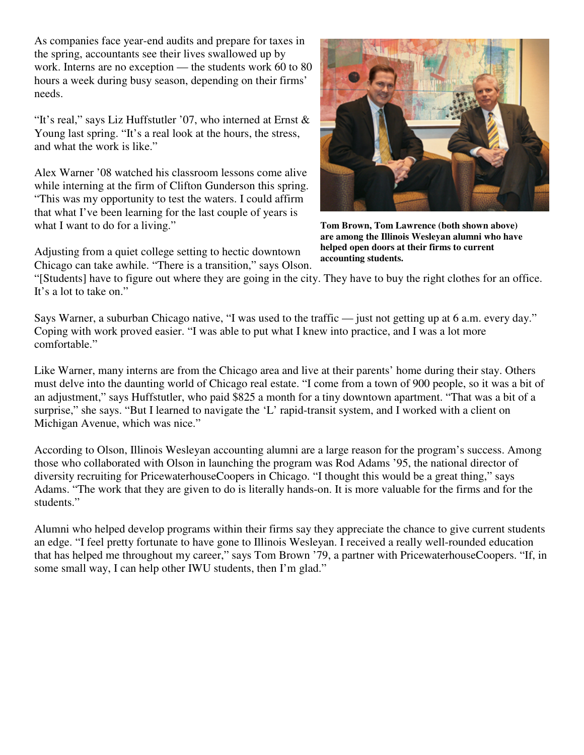As companies face year-end audits and prepare for taxes in the spring, accountants see their lives swallowed up by work. Interns are no exception — the students work 60 to 80 hours a week during busy season, depending on their firms' needs.

"It's real," says Liz Huffstutler '07, who interned at Ernst & Young last spring. "It's a real look at the hours, the stress, and what the work is like."

Alex Warner '08 watched his classroom lessons come alive while interning at the firm of Clifton Gunderson this spring. "This was my opportunity to test the waters. I could affirm that what I've been learning for the last couple of years is what I want to do for a living."

**Tom Brown, Tom Lawrence (both shown above) are among the Illinois Wesleyan alumni who have helped open doors at their firms to current accounting students.**

Adjusting from a quiet college setting to hectic downtown Chicago can take awhile. "There is a transition," says Olson. "[Students] have to figure out where they are going in the city. They have to buy the right clothes for an office. It's a lot to take on."

Says Warner, a suburban Chicago native, "I was used to the traffic — just not getting up at 6 a.m. every day." Coping with work proved easier. "I was able to put what I knew into practice, and I was a lot more comfortable."

Like Warner, many interns are from the Chicago area and live at their parents' home during their stay. Others must delve into the daunting world of Chicago real estate. "I come from a town of 900 people, so it was a bit of an adjustment," says Huffstutler, who paid $825 a month for a tiny downtown apartment. "That was a bit of a surprise," she says. "But I learned to navigate the 'L' rapid-transit system, and I worked with a client on Michigan Avenue, which was nice."

According to Olson, Illinois Wesleyan accounting alumni are a large reason for the program's success. Among those who collaborated with Olson in launching the program was Rod Adams '95, the national director of diversity recruiting for PricewaterhouseCoopers in Chicago. "I thought this would be a great thing," says Adams. "The work that they are given to do is literally hands-on. It is more valuable for the firms and for the students."

Alumni who helped develop programs within their firms say they appreciate the chance to give current students an edge. "I feel pretty fortunate to have gone to Illinois Wesleyan. I received a really well-rounded education that has helped me throughout my career," says Tom Brown '79, a partner with PricewaterhouseCoopers. "If, in some small way, I can help other IWU students, then I'm glad."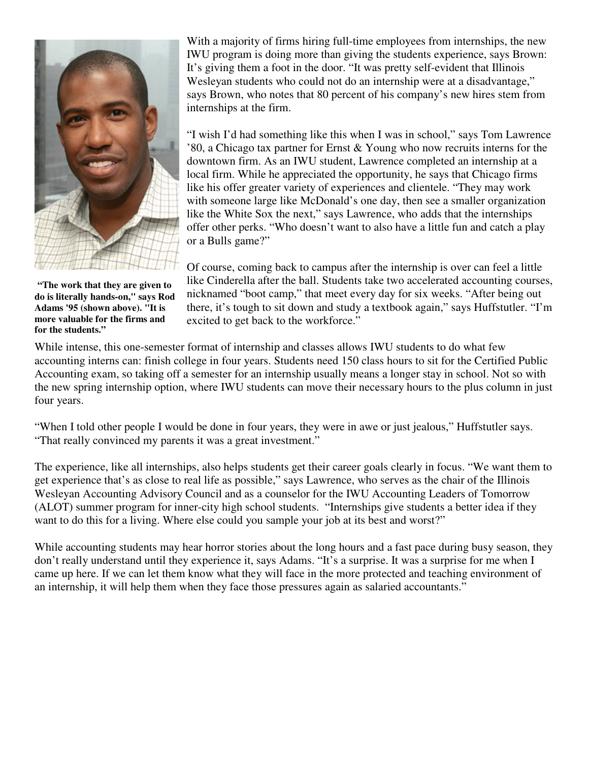With a majority of firms hiring full-time employees from internships, the new IWU program is doing more than giving the students experience, says Brown: It's giving them a foot in the door. "It was pretty self-evident that Illinois Wesleyan students who could not do an internship were at a disadvantage," says Brown, who notes that 80 percent of his company's new hires stem from internships at the firm.

"I wish I'd had something like this when I was in school," says Tom Lawrence '80, a Chicago tax partner for Ernst & Young who now recruits interns for the downtown firm. As an IWU student, Lawrence completed an internship at a local firm. While he appreciated the opportunity, he says that Chicago firms like his offer greater variety of experiences and clientele. "They may work with someone large like McDonald's one day, then see a smaller organization like the White Sox the next," says Lawrence, who adds that the internships offer other perks. "Who doesn't want to also have a little fun and catch a play or a Bulls game?"

**"The work that they are given to do is literally hands-on," says Rod Adams '95 (shown above). "It is more valuable for the firms and for the students."**

Of course, coming back to campus after the internship is over can feel a little like Cinderella after the ball. Students take two accelerated accounting courses, nicknamed "boot camp," that meet every day for six weeks. "After being out there, it's tough to sit down and study a textbook again," says Huffstutler. "I'm excited to get back to the workforce."

While intense, this one-semester format of internship and classes allows IWU students to do what few accounting interns can: finish college in four years. Students need 150 class hours to sit for the Certified Public Accounting exam, so taking off a semester for an internship usually means a longer stay in school. Not so with the new spring internship option, where IWU students can move their necessary hours to the plus column in just four years.

"When I told other people I would be done in four years, they were in awe or just jealous," Huffstutler says. "That really convinced my parents it was a great investment."

The experience, like all internships, also helps students get their career goals clearly in focus. "We want them to get experience that's as close to real life as possible," says Lawrence, who serves as the chair of the Illinois Wesleyan Accounting Advisory Council and as a counselor for the IWU Accounting Leaders of Tomorrow (ALOT) summer program for inner-city high school students. "Internships give students a better idea if they want to do this for a living. Where else could you sample your job at its best and worst?"

While accounting students may hear horror stories about the long hours and a fast pace during busy season, they don't really understand until they experience it, says Adams. "It's a surprise. It was a surprise for me when I came up here. If we can let them know what they will face in the more protected and teaching environment of an internship, it will help them when they face those pressures again as salaried accountants."